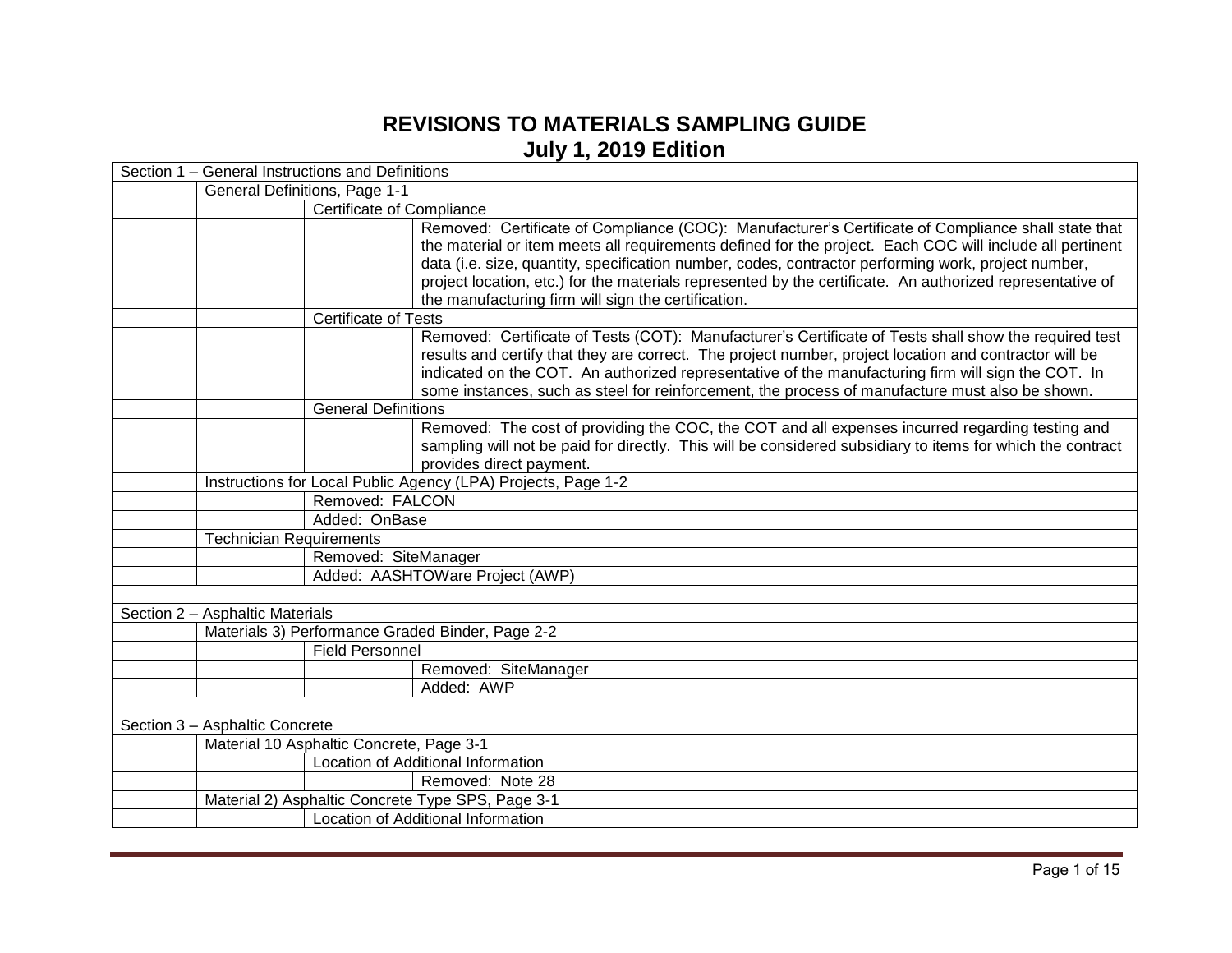# REVISIONS TO MATERIALS SAMPLING GUIDE
## July 1, 2019 Edition

| | | | |
|---|---|---|---|
| Section 1 – General Instructions and Definitions | | | |
| | General Definitions, Page 1-1 | | |
| | | Certificate of Compliance | |
| | | | Removed: Certificate of Compliance (COC): Manufacturer's Certificate of Compliance shall state that the material or item meets all requirements defined for the project. Each COC will include all pertinent data (i.e. size, quantity, specification number, codes, contractor performing work, project number, project location, etc.) for the materials represented by the certificate. An authorized representative of the manufacturing firm will sign the certification. |
| | | Certificate of Tests | |
| | | | Removed: Certificate of Tests (COT): Manufacturer's Certificate of Tests shall show the required test results and certify that they are correct. The project number, project location and contractor will be indicated on the COT. An authorized representative of the manufacturing firm will sign the COT. In some instances, such as steel for reinforcement, the process of manufacture must also be shown. |
| | | General Definitions | |
| | | | Removed: The cost of providing the COC, the COT and all expenses incurred regarding testing and sampling will not be paid for directly. This will be considered subsidiary to items for which the contract provides direct payment. |
| | Instructions for Local Public Agency (LPA) Projects, Page 1-2 | | |
| | | Removed: FALCON | |
| | | Added: OnBase | |
| | Technician Requirements | | |
| | | Removed: SiteManager | |
| | | Added: AASHTOWare Project (AWP) | |
| | | | |
| Section 2 – Asphaltic Materials | | | |
| | Materials 3) Performance Graded Binder, Page 2-2 | | |
| | | Field Personnel | |
| | | | Removed: SiteManager |
| | | | Added: AWP |
| | | | |
| Section 3 – Asphaltic Concrete | | | |
| | Material 10 Asphaltic Concrete, Page 3-1 | | |
| | | Location of Additional Information | |
| | | | Removed: Note 28 |
| | Material 2) Asphaltic Concrete Type SPS, Page 3-1 | | |
| | | Location of Additional Information | |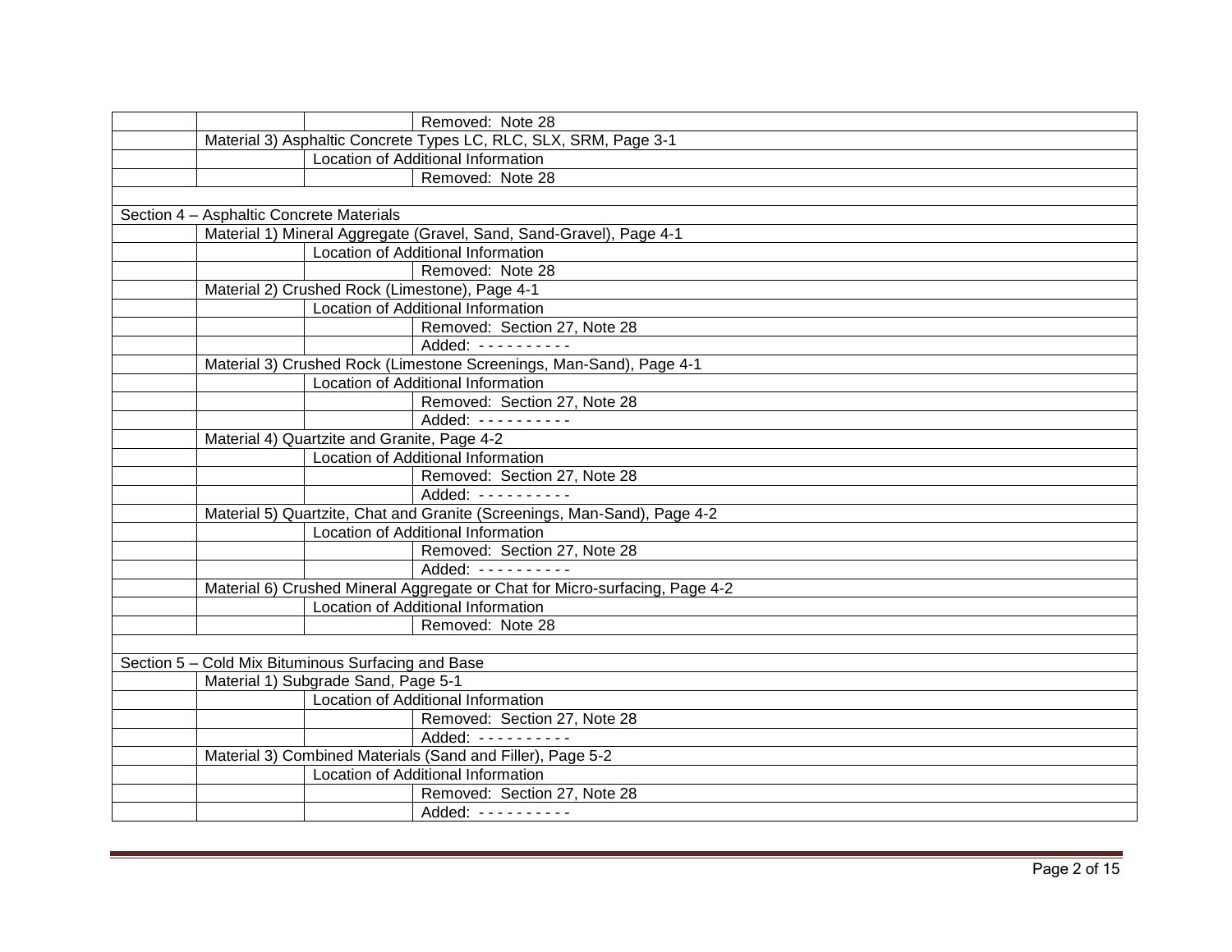| | | | |
|---|---|---|---|
| | | | Removed: Note 28 |
| | Material 3) Asphaltic Concrete Types LC, RLC, SLX, SRM, Page 3-1 | | |
| | | Location of Additional Information | |
| | | | Removed: Note 28 |
| | | | |
| Section 4 – Asphaltic Concrete Materials | | | |
| | Material 1) Mineral Aggregate (Gravel, Sand, Sand-Gravel), Page 4-1 | | |
| | | Location of Additional Information | |
| | | | Removed: Note 28 |
| | Material 2) Crushed Rock (Limestone), Page 4-1 | | |
| | | Location of Additional Information | |
| | | | Removed: Section 27, Note 28 |
| | | | Added: - - - - - - - - - - |
| | Material 3) Crushed Rock (Limestone Screenings, Man-Sand), Page 4-1 | | |
| | | Location of Additional Information | |
| | | | Removed: Section 27, Note 28 |
| | | | Added: - - - - - - - - - - |
| | Material 4) Quartzite and Granite, Page 4-2 | | |
| | | Location of Additional Information | |
| | | | Removed: Section 27, Note 28 |
| | | | Added: - - - - - - - - - - |
| | Material 5) Quartzite, Chat and Granite (Screenings, Man-Sand), Page 4-2 | | |
| | | Location of Additional Information | |
| | | | Removed: Section 27, Note 28 |
| | | | Added: - - - - - - - - - - |
| | Material 6) Crushed Mineral Aggregate or Chat for Micro-surfacing, Page 4-2 | | |
| | | Location of Additional Information | |
| | | | Removed: Note 28 |
| | | | |
| Section 5 – Cold Mix Bituminous Surfacing and Base | | | |
| | Material 1) Subgrade Sand, Page 5-1 | | |
| | | Location of Additional Information | |
| | | | Removed: Section 27, Note 28 |
| | | | Added: - - - - - - - - - - |
| | Material 3) Combined Materials (Sand and Filler), Page 5-2 | | |
| | | Location of Additional Information | |
| | | | Removed: Section 27, Note 28 |
| | | | Added: - - - - - - - - - - |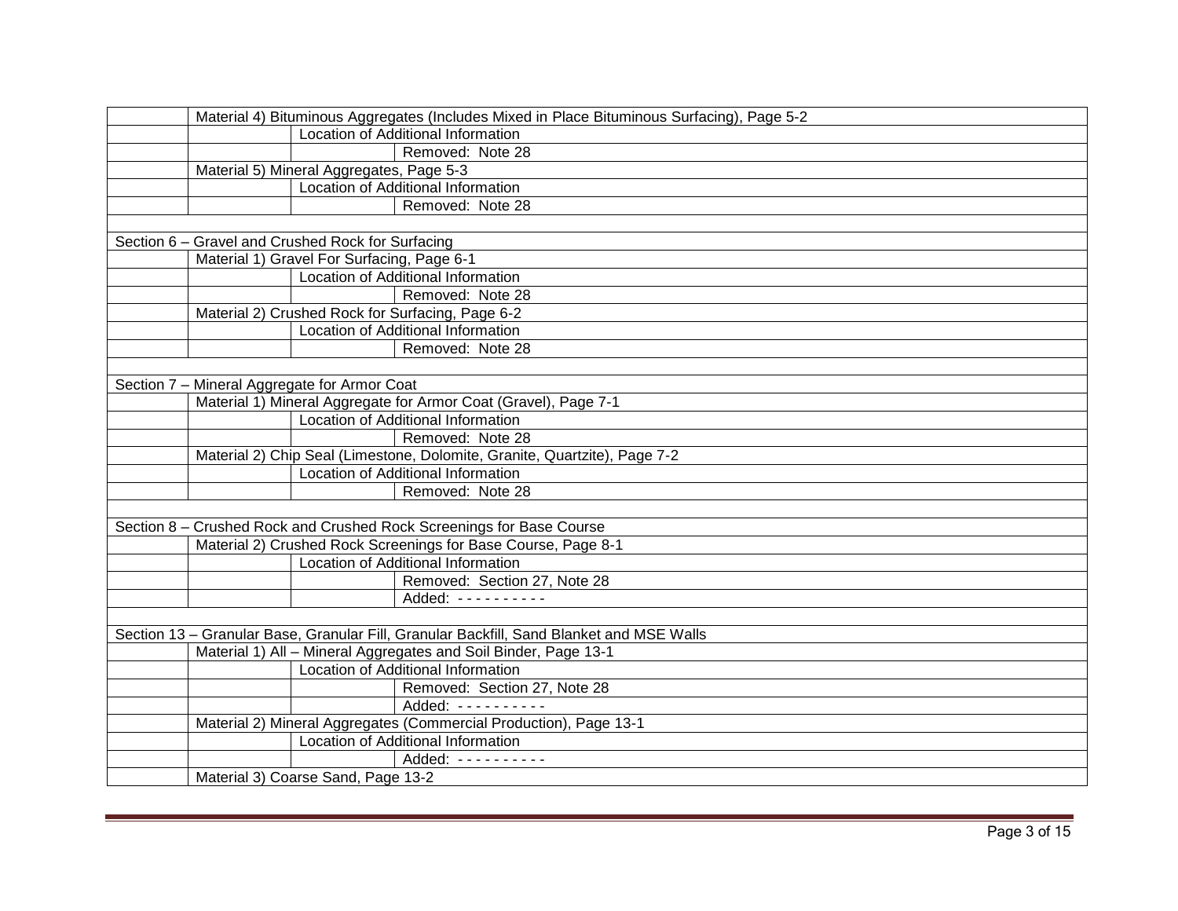| | | | |
|---|---|---|---|
| | Material 4) Bituminous Aggregates (Includes Mixed in Place Bituminous Surfacing), Page 5-2 | | |
| | | Location of Additional Information | |
| | | | Removed: Note 28 |
| | Material 5) Mineral Aggregates, Page 5-3 | | |
| | | Location of Additional Information | |
| | | | Removed: Note 28 |
| | | | |
| Section 6 – Gravel and Crushed Rock for Surfacing | | | |
| | Material 1) Gravel For Surfacing, Page 6-1 | | |
| | | Location of Additional Information | |
| | | | Removed: Note 28 |
| | Material 2) Crushed Rock for Surfacing, Page 6-2 | | |
| | | Location of Additional Information | |
| | | | Removed: Note 28 |
| | | | |
| Section 7 – Mineral Aggregate for Armor Coat | | | |
| | Material 1) Mineral Aggregate for Armor Coat (Gravel), Page 7-1 | | |
| | | Location of Additional Information | |
| | | | Removed: Note 28 |
| | Material 2) Chip Seal (Limestone, Dolomite, Granite, Quartzite), Page 7-2 | | |
| | | Location of Additional Information | |
| | | | Removed: Note 28 |
| | | | |
| Section 8 – Crushed Rock and Crushed Rock Screenings for Base Course | | | |
| | Material 2) Crushed Rock Screenings for Base Course, Page 8-1 | | |
| | | Location of Additional Information | |
| | | | Removed: Section 27, Note 28 |
| | | | Added: - - - - - - - - - - |
| | | | |
| Section 13 – Granular Base, Granular Fill, Granular Backfill, Sand Blanket and MSE Walls | | | |
| | Material 1) All – Mineral Aggregates and Soil Binder, Page 13-1 | | |
| | | Location of Additional Information | |
| | | | Removed: Section 27, Note 28 |
| | | | Added: - - - - - - - - - - |
| | Material 2) Mineral Aggregates (Commercial Production), Page 13-1 | | |
| | | Location of Additional Information | |
| | | | Added: - - - - - - - - - - |
| | Material 3) Coarse Sand, Page 13-2 | | |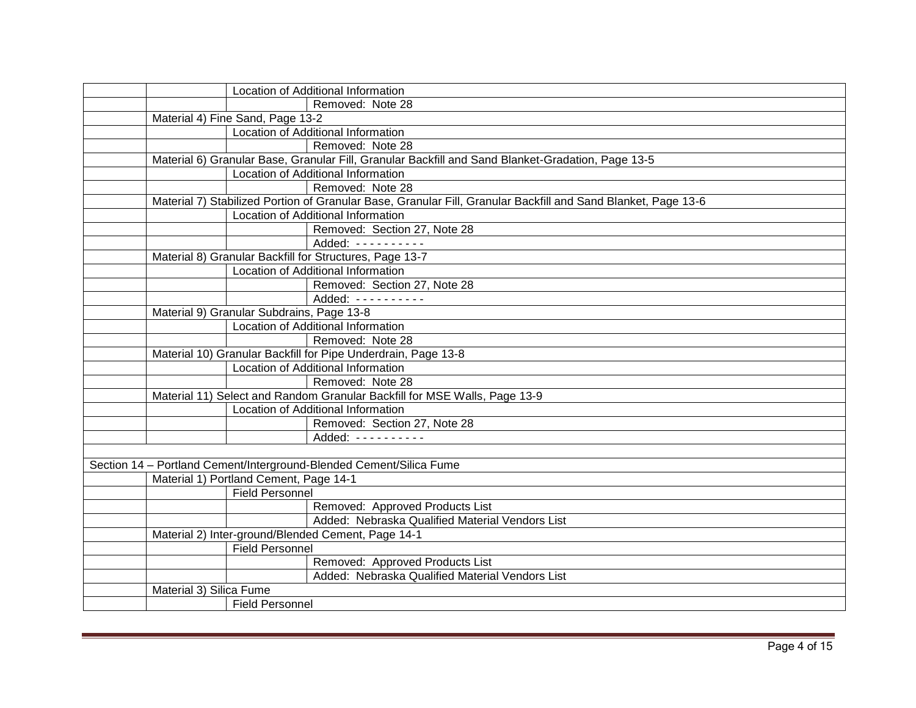| | | | |
|---|---|---|---|
| | | Location of Additional Information | |
| | | | Removed: Note 28 |
| | Material 4) Fine Sand, Page 13-2 | | |
| | | Location of Additional Information | |
| | | | Removed: Note 28 |
| | Material 6) Granular Base, Granular Fill, Granular Backfill and Sand Blanket-Gradation, Page 13-5 | | |
| | | Location of Additional Information | |
| | | | Removed: Note 28 |
| | Material 7) Stabilized Portion of Granular Base, Granular Fill, Granular Backfill and Sand Blanket, Page 13-6 | | |
| | | Location of Additional Information | |
| | | | Removed: Section 27, Note 28 |
| | | | Added: - - - - - - - - - - |
| | Material 8) Granular Backfill for Structures, Page 13-7 | | |
| | | Location of Additional Information | |
| | | | Removed: Section 27, Note 28 |
| | | | Added: - - - - - - - - - - |
| | Material 9) Granular Subdrains, Page 13-8 | | |
| | | Location of Additional Information | |
| | | | Removed: Note 28 |
| | Material 10) Granular Backfill for Pipe Underdrain, Page 13-8 | | |
| | | Location of Additional Information | |
| | | | Removed: Note 28 |
| | Material 11) Select and Random Granular Backfill for MSE Walls, Page 13-9 | | |
| | | Location of Additional Information | |
| | | | Removed: Section 27, Note 28 |
| | | | Added: - - - - - - - - - - |
| | | | |
| Section 14 – Portland Cement/Interground-Blended Cement/Silica Fume | | | |
| | Material 1) Portland Cement, Page 14-1 | | |
| | | Field Personnel | |
| | | | Removed: Approved Products List |
| | | | Added: Nebraska Qualified Material Vendors List |
| | Material 2) Inter-ground/Blended Cement, Page 14-1 | | |
| | | Field Personnel | |
| | | | Removed: Approved Products List |
| | | | Added: Nebraska Qualified Material Vendors List |
| | Material 3) Silica Fume | | |
| | | Field Personnel | |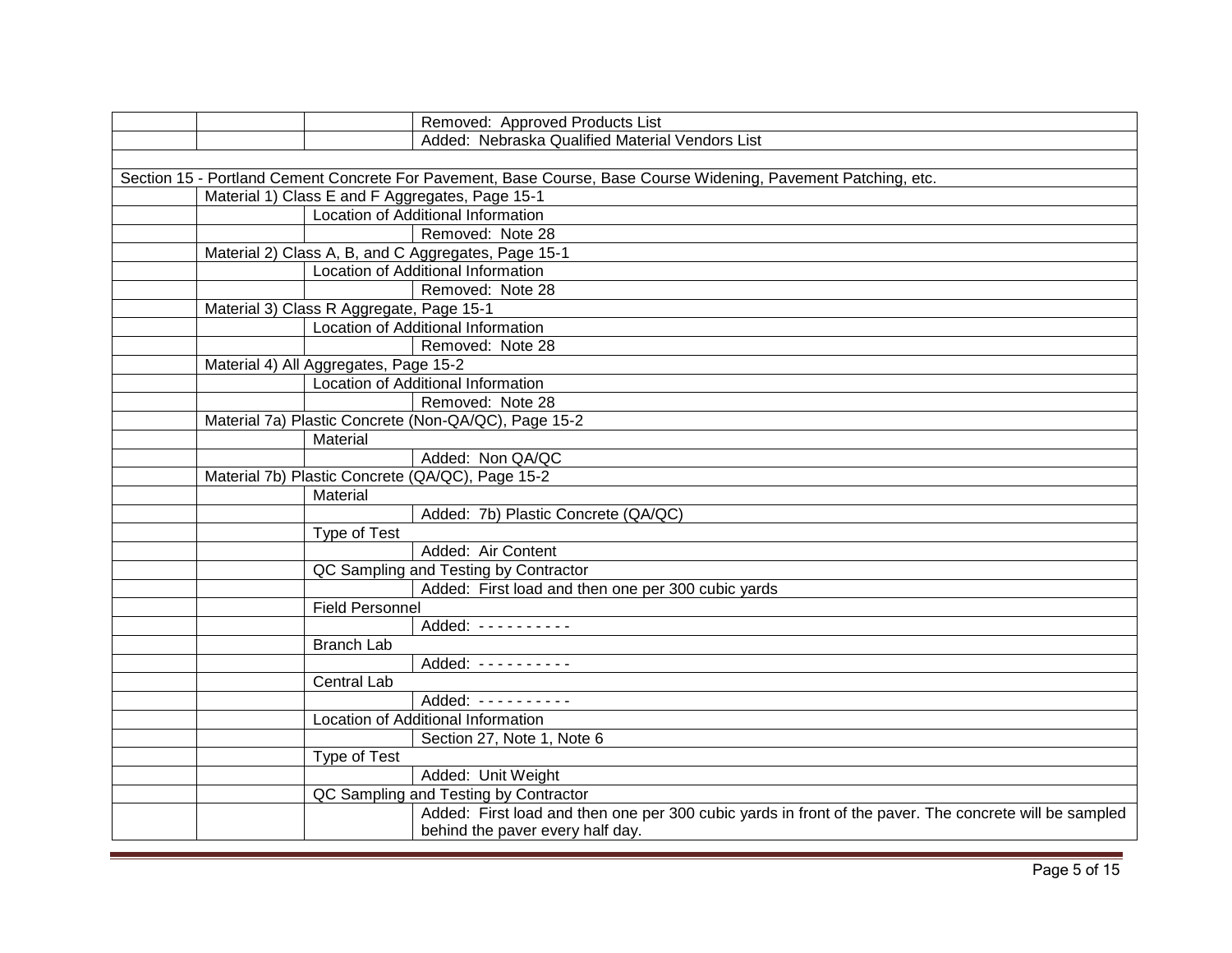| | | | |
|---|---|---|---|
| | | | Removed: Approved Products List |
| | | | Added: Nebraska Qualified Material Vendors List |
| | | | |
| Section 15 - Portland Cement Concrete For Pavement, Base Course, Base Course Widening, Pavement Patching, etc. | | | |
| | Material 1) Class E and F Aggregates, Page 15-1 | | |
| | | Location of Additional Information | |
| | | | Removed: Note 28 |
| | Material 2) Class A, B, and C Aggregates, Page 15-1 | | |
| | | Location of Additional Information | |
| | | | Removed: Note 28 |
| | Material 3) Class R Aggregate, Page 15-1 | | |
| | | Location of Additional Information | |
| | | | Removed: Note 28 |
| | Material 4) All Aggregates, Page 15-2 | | |
| | | Location of Additional Information | |
| | | | Removed: Note 28 |
| | Material 7a) Plastic Concrete (Non-QA/QC), Page 15-2 | | |
| | | Material | |
| | | | Added: Non QA/QC |
| | Material 7b) Plastic Concrete (QA/QC), Page 15-2 | | |
| | | Material | |
| | | | Added: 7b) Plastic Concrete (QA/QC) |
| | | Type of Test | |
| | | | Added: Air Content |
| | | QC Sampling and Testing by Contractor | |
| | | | Added: First load and then one per 300 cubic yards |
| | | Field Personnel | |
| | | | Added: - - - - - - - - - - |
| | | Branch Lab | |
| | | | Added: - - - - - - - - - - |
| | | Central Lab | |
| | | | Added: - - - - - - - - - - |
| | | Location of Additional Information | |
| | | | Section 27, Note 1, Note 6 |
| | | Type of Test | |
| | | | Added: Unit Weight |
| | | QC Sampling and Testing by Contractor | |
| | | | Added: First load and then one per 300 cubic yards in front of the paver. The concrete will be sampled behind the paver every half day. |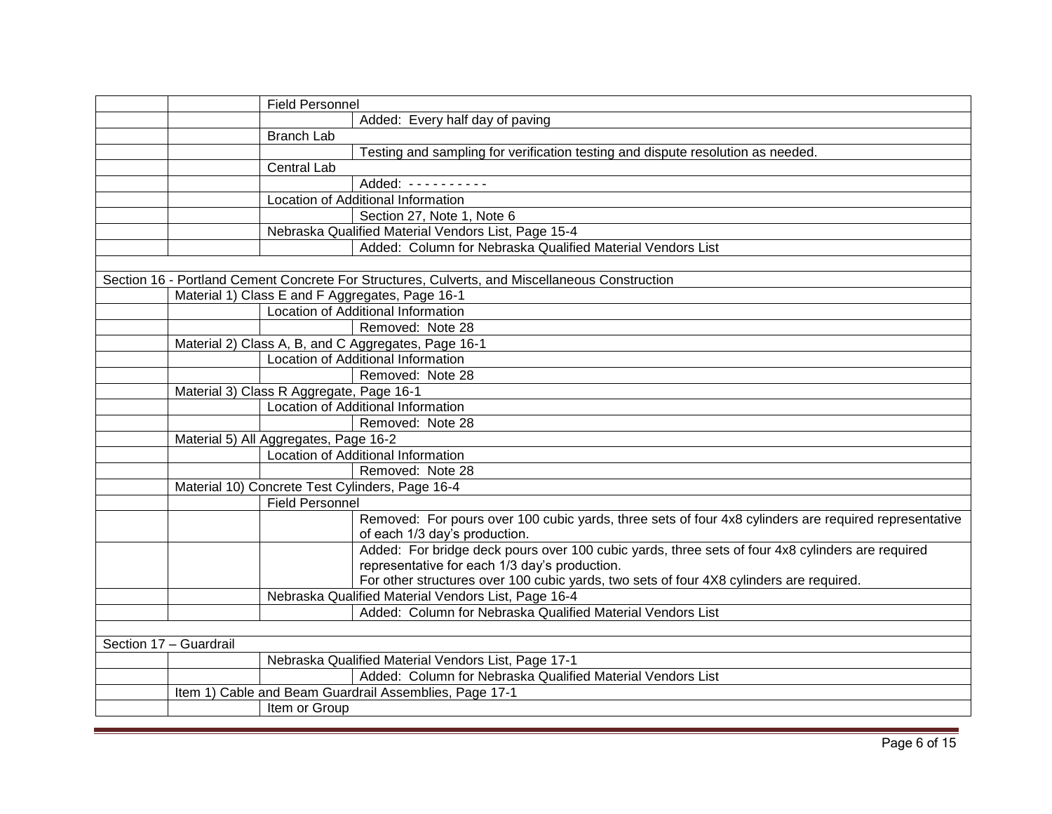| | | | |
|---|---|---|---|
| | | Field Personnel | |
| | | | Added: Every half day of paving |
| | | Branch Lab | |
| | | | Testing and sampling for verification testing and dispute resolution as needed. |
| | | Central Lab | |
| | | | Added: - - - - - - - - - - |
| | | Location of Additional Information | |
| | | | Section 27, Note 1, Note 6 |
| | | Nebraska Qualified Material Vendors List, Page 15-4 | |
| | | | Added: Column for Nebraska Qualified Material Vendors List |
| | | | |
| Section 16 - Portland Cement Concrete For Structures, Culverts, and Miscellaneous Construction | | | |
| | Material 1) Class E and F Aggregates, Page 16-1 | | |
| | | Location of Additional Information | |
| | | | Removed: Note 28 |
| | Material 2) Class A, B, and C Aggregates, Page 16-1 | | |
| | | Location of Additional Information | |
| | | | Removed: Note 28 |
| | Material 3) Class R Aggregate, Page 16-1 | | |
| | | Location of Additional Information | |
| | | | Removed: Note 28 |
| | Material 5) All Aggregates, Page 16-2 | | |
| | | Location of Additional Information | |
| | | | Removed: Note 28 |
| | Material 10) Concrete Test Cylinders, Page 16-4 | | |
| | | Field Personnel | |
| | | | Removed: For pours over 100 cubic yards, three sets of four 4x8 cylinders are required representative of each 1/3 day's production. |
| | | | Added: For bridge deck pours over 100 cubic yards, three sets of four 4x8 cylinders are required representative for each 1/3 day's production.<br>For other structures over 100 cubic yards, two sets of four 4X8 cylinders are required. |
| | | Nebraska Qualified Material Vendors List, Page 16-4 | |
| | | | Added: Column for Nebraska Qualified Material Vendors List |
| | | | |
| Section 17 – Guardrail | | | |
| | | Nebraska Qualified Material Vendors List, Page 17-1 | |
| | | | Added: Column for Nebraska Qualified Material Vendors List |
| | Item 1) Cable and Beam Guardrail Assemblies, Page 17-1 | | |
| | | Item or Group | |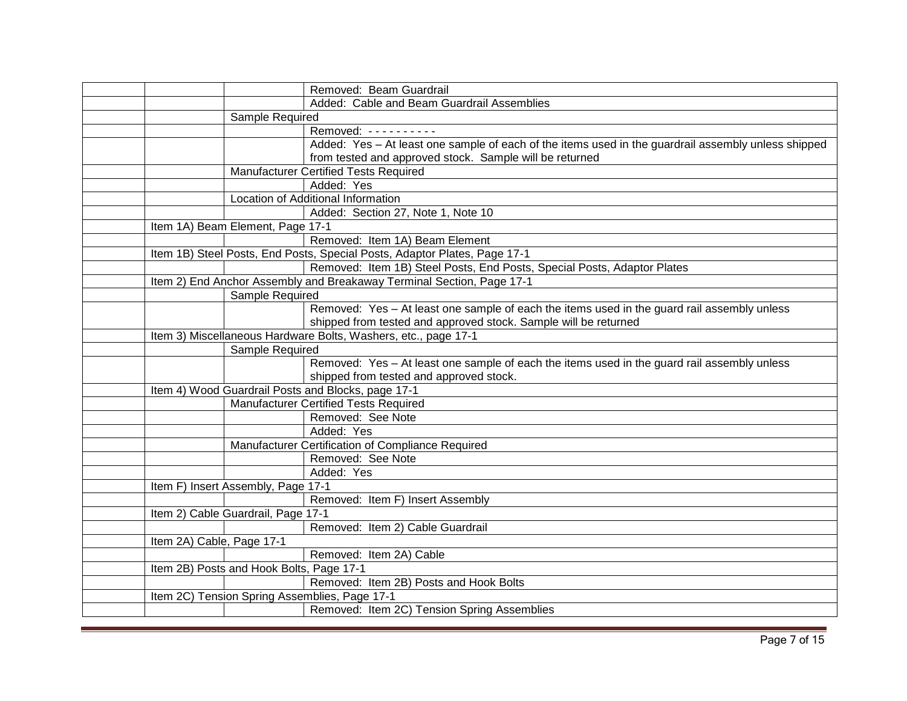| | | | |
|---|---|---|---|
| | | | Removed: Beam Guardrail |
| | | | Added: Cable and Beam Guardrail Assemblies |
| | | Sample Required | |
| | | | Removed: - - - - - - - - - - |
| | | | Added: Yes – At least one sample of each of the items used in the guardrail assembly unless shipped from tested and approved stock. Sample will be returned |
| | | Manufacturer Certified Tests Required | |
| | | | Added: Yes |
| | | Location of Additional Information | |
| | | | Added: Section 27, Note 1, Note 10 |
| | Item 1A) Beam Element, Page 17-1 | | |
| | | | Removed: Item 1A) Beam Element |
| | Item 1B) Steel Posts, End Posts, Special Posts, Adaptor Plates, Page 17-1 | | |
| | | | Removed: Item 1B) Steel Posts, End Posts, Special Posts, Adaptor Plates |
| | Item 2) End Anchor Assembly and Breakaway Terminal Section, Page 17-1 | | |
| | | Sample Required | |
| | | | Removed: Yes – At least one sample of each the items used in the guard rail assembly unless shipped from tested and approved stock. Sample will be returned |
| | Item 3) Miscellaneous Hardware Bolts, Washers, etc., page 17-1 | | |
| | | Sample Required | |
| | | | Removed: Yes – At least one sample of each the items used in the guard rail assembly unless shipped from tested and approved stock. |
| | Item 4) Wood Guardrail Posts and Blocks, page 17-1 | | |
| | | Manufacturer Certified Tests Required | |
| | | | Removed: See Note |
| | | | Added: Yes |
| | | Manufacturer Certification of Compliance Required | |
| | | | Removed: See Note |
| | | | Added: Yes |
| | Item F) Insert Assembly, Page 17-1 | | |
| | | | Removed: Item F) Insert Assembly |
| | Item 2) Cable Guardrail, Page 17-1 | | |
| | | | Removed: Item 2) Cable Guardrail |
| | Item 2A) Cable, Page 17-1 | | |
| | | | Removed: Item 2A) Cable |
| | Item 2B) Posts and Hook Bolts, Page 17-1 | | |
| | | | Removed: Item 2B) Posts and Hook Bolts |
| | Item 2C) Tension Spring Assemblies, Page 17-1 | | |
| | | | Removed: Item 2C) Tension Spring Assemblies |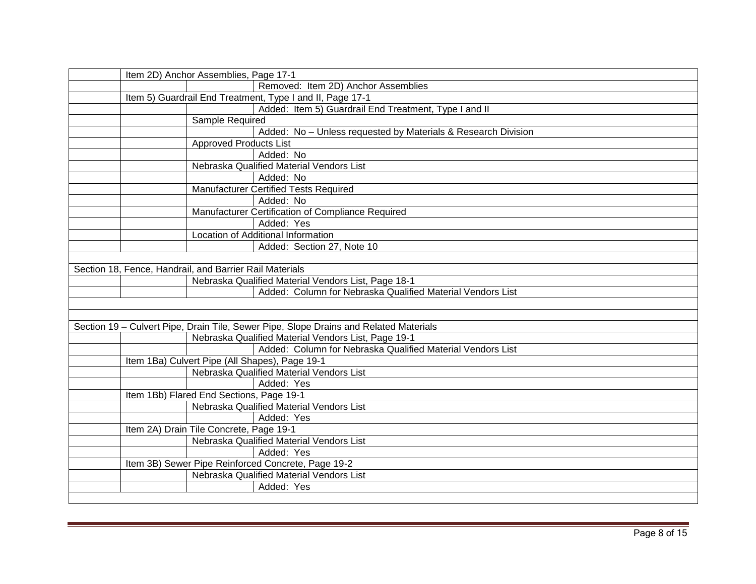| | | | |
|---|---|---|---|
| | Item 2D) Anchor Assemblies, Page 17-1 | | |
| | | | Removed: Item 2D) Anchor Assemblies |
| | Item 5) Guardrail End Treatment, Type I and II, Page 17-1 | | |
| | | | Added: Item 5) Guardrail End Treatment, Type I and II |
| | | Sample Required | |
| | | | Added: No – Unless requested by Materials & Research Division |
| | | Approved Products List | |
| | | | Added: No |
| | | Nebraska Qualified Material Vendors List | |
| | | | Added: No |
| | | Manufacturer Certified Tests Required | |
| | | | Added: No |
| | | Manufacturer Certification of Compliance Required | |
| | | | Added: Yes |
| | | Location of Additional Information | |
| | | | Added: Section 27, Note 10 |
| | | | |
| Section 18, Fence, Handrail, and Barrier Rail Materials | | | |
| | | Nebraska Qualified Material Vendors List, Page 18-1 | |
| | | | Added: Column for Nebraska Qualified Material Vendors List |
| | | | |
| | | | |
| Section 19 – Culvert Pipe, Drain Tile, Sewer Pipe, Slope Drains and Related Materials | | | |
| | | Nebraska Qualified Material Vendors List, Page 19-1 | |
| | | | Added: Column for Nebraska Qualified Material Vendors List |
| | Item 1Ba) Culvert Pipe (All Shapes), Page 19-1 | | |
| | | Nebraska Qualified Material Vendors List | |
| | | | Added: Yes |
| | Item 1Bb) Flared End Sections, Page 19-1 | | |
| | | Nebraska Qualified Material Vendors List | |
| | | | Added: Yes |
| | Item 2A) Drain Tile Concrete, Page 19-1 | | |
| | | Nebraska Qualified Material Vendors List | |
| | | | Added: Yes |
| | Item 3B) Sewer Pipe Reinforced Concrete, Page 19-2 | | |
| | | Nebraska Qualified Material Vendors List | |
| | | | Added: Yes |
| | | | |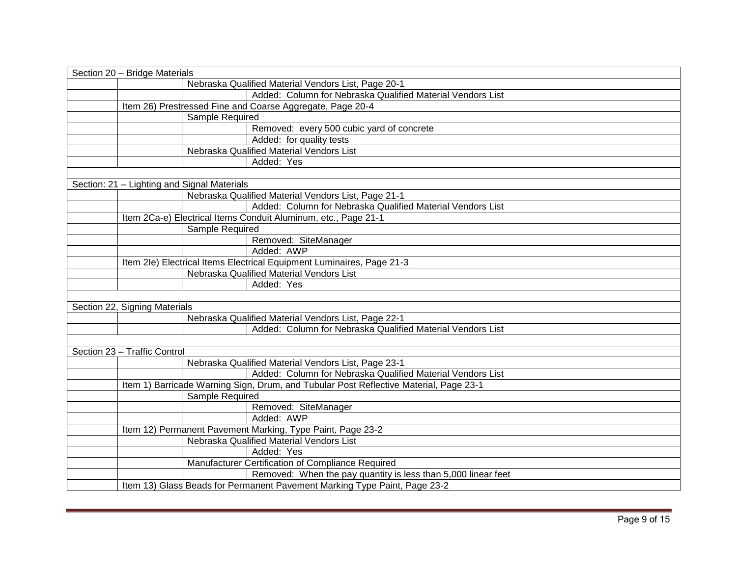| Section 20 – Bridge Materials | | | |
|---|---|---|---|
| | | Nebraska Qualified Material Vendors List, Page 20-1 | |
| | | | Added: Column for Nebraska Qualified Material Vendors List |
| | Item 26) Prestressed Fine and Coarse Aggregate, Page 20-4 | | |
| | | Sample Required | |
| | | | Removed: every 500 cubic yard of concrete |
| | | | Added: for quality tests |
| | | Nebraska Qualified Material Vendors List | |
| | | | Added: Yes |
| | | | |
| Section: 21 – Lighting and Signal Materials | | | |
| | | Nebraska Qualified Material Vendors List, Page 21-1 | |
| | | | Added: Column for Nebraska Qualified Material Vendors List |
| | Item 2Ca-e) Electrical Items Conduit Aluminum, etc., Page 21-1 | | |
| | | Sample Required | |
| | | | Removed: SiteManager |
| | | | Added: AWP |
| | Item 2Ie) Electrical Items Electrical Equipment Luminaires, Page 21-3 | | |
| | | Nebraska Qualified Material Vendors List | |
| | | | Added: Yes |
| | | | |
| Section 22, Signing Materials | | | |
| | | Nebraska Qualified Material Vendors List, Page 22-1 | |
| | | | Added: Column for Nebraska Qualified Material Vendors List |
| | | | |
| Section 23 – Traffic Control | | | |
| | | Nebraska Qualified Material Vendors List, Page 23-1 | |
| | | | Added: Column for Nebraska Qualified Material Vendors List |
| | Item 1) Barricade Warning Sign, Drum, and Tubular Post Reflective Material, Page 23-1 | | |
| | | Sample Required | |
| | | | Removed: SiteManager |
| | | | Added: AWP |
| | Item 12) Permanent Pavement Marking, Type Paint, Page 23-2 | | |
| | | Nebraska Qualified Material Vendors List | |
| | | | Added: Yes |
| | | Manufacturer Certification of Compliance Required | |
| | | | Removed: When the pay quantity is less than 5,000 linear feet |
| | Item 13) Glass Beads for Permanent Pavement Marking Type Paint, Page 23-2 | | |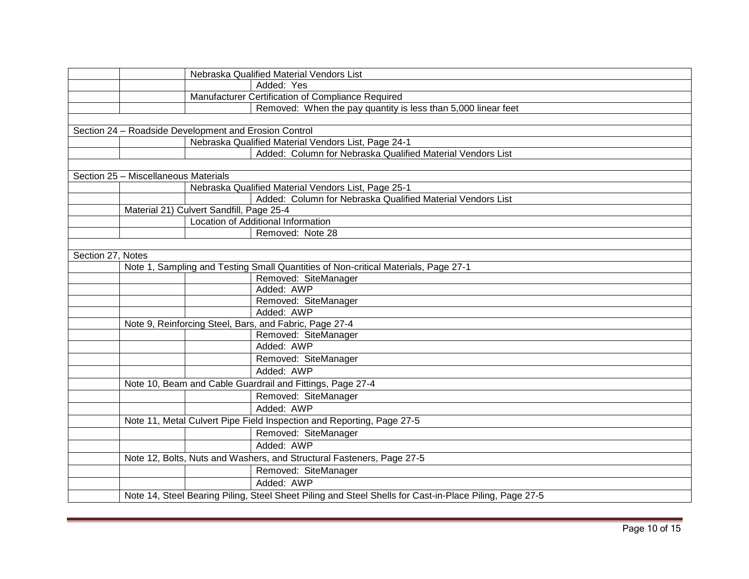| | | | |
|---|---|---|---|
| | | Nebraska Qualified Material Vendors List | |
| | | | Added: Yes |
| | | Manufacturer Certification of Compliance Required | |
| | | | Removed: When the pay quantity is less than 5,000 linear feet |
| | | | |
| Section 24 – Roadside Development and Erosion Control | | | |
| | | Nebraska Qualified Material Vendors List, Page 24-1 | |
| | | | Added: Column for Nebraska Qualified Material Vendors List |
| | | | |
| Section 25 – Miscellaneous Materials | | | |
| | | Nebraska Qualified Material Vendors List, Page 25-1 | |
| | | | Added: Column for Nebraska Qualified Material Vendors List |
| | Material 21) Culvert Sandfill, Page 25-4 | | |
| | | Location of Additional Information | |
| | | | Removed: Note 28 |
| | | | |
| Section 27, Notes | | | |
| | Note 1, Sampling and Testing Small Quantities of Non-critical Materials, Page 27-1 | | |
| | | | Removed: SiteManager |
| | | | Added: AWP |
| | | | Removed: SiteManager |
| | | | Added: AWP |
| | Note 9, Reinforcing Steel, Bars, and Fabric, Page 27-4 | | |
| | | | Removed: SiteManager |
| | | | Added: AWP |
| | | | Removed: SiteManager |
| | | | Added: AWP |
| | Note 10, Beam and Cable Guardrail and Fittings, Page 27-4 | | |
| | | | Removed: SiteManager |
| | | | Added: AWP |
| | Note 11, Metal Culvert Pipe Field Inspection and Reporting, Page 27-5 | | |
| | | | Removed: SiteManager |
| | | | Added: AWP |
| | Note 12, Bolts, Nuts and Washers, and Structural Fasteners, Page 27-5 | | |
| | | | Removed: SiteManager |
| | | | Added: AWP |
| | Note 14, Steel Bearing Piling, Steel Sheet Piling and Steel Shells for Cast-in-Place Piling, Page 27-5 | | |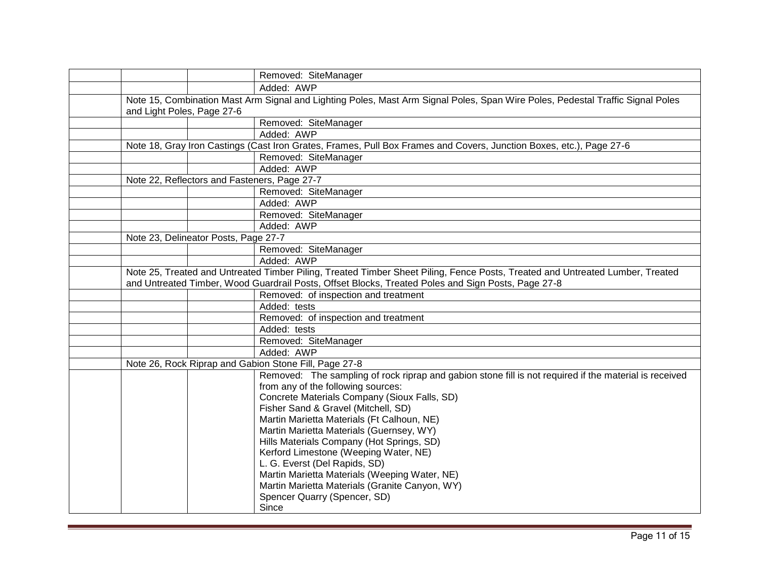| | | | |
|---|---|---|---|
| | | | Removed: SiteManager |
| | | | Added: AWP |
| | Note 15, Combination Mast Arm Signal and Lighting Poles, Mast Arm Signal Poles, Span Wire Poles, Pedestal Traffic Signal Poles and Light Poles, Page 27-6 | | |
| | | | Removed: SiteManager |
| | | | Added: AWP |
| | Note 18, Gray Iron Castings (Cast Iron Grates, Frames, Pull Box Frames and Covers, Junction Boxes, etc.), Page 27-6 | | |
| | | | Removed: SiteManager |
| | | | Added: AWP |
| | Note 22, Reflectors and Fasteners, Page 27-7 | | |
| | | | Removed: SiteManager |
| | | | Added: AWP |
| | | | Removed: SiteManager |
| | | | Added: AWP |
| | Note 23, Delineator Posts, Page 27-7 | | |
| | | | Removed: SiteManager |
| | | | Added: AWP |
| | Note 25, Treated and Untreated Timber Piling, Treated Timber Sheet Piling, Fence Posts, Treated and Untreated Lumber, Treated and Untreated Timber, Wood Guardrail Posts, Offset Blocks, Treated Poles and Sign Posts, Page 27-8 | | |
| | | | Removed: of inspection and treatment |
| | | | Added: tests |
| | | | Removed: of inspection and treatment |
| | | | Added: tests |
| | | | Removed: SiteManager |
| | | | Added: AWP |
| | Note 26, Rock Riprap and Gabion Stone Fill, Page 27-8 | | |
| | | | Removed: The sampling of rock riprap and gabion stone fill is not required if the material is received from any of the following sources:<br>Concrete Materials Company (Sioux Falls, SD)<br>Fisher Sand & Gravel (Mitchell, SD)<br>Martin Marietta Materials (Ft Calhoun, NE)<br>Martin Marietta Materials (Guernsey, WY)<br>Hills Materials Company (Hot Springs, SD)<br>Kerford Limestone (Weeping Water, NE)<br>L. G. Everst (Del Rapids, SD)<br>Martin Marietta Materials (Weeping Water, NE)<br>Martin Marietta Materials (Granite Canyon, WY)<br>Spencer Quarry (Spencer, SD)<br>Since |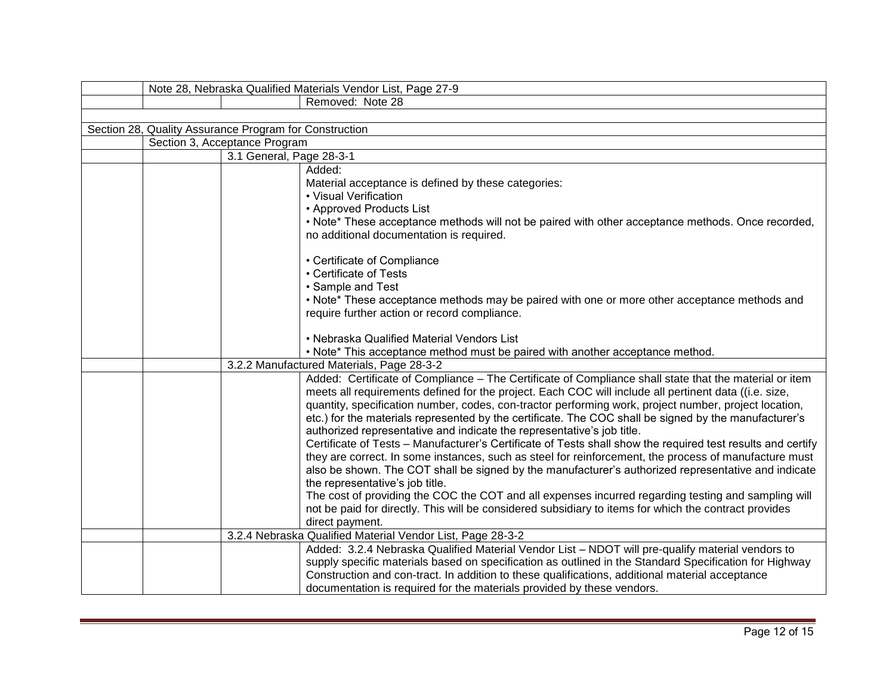| | | | |
|---|---|---|---|
| | Note 28, Nebraska Qualified Materials Vendor List, Page 27-9 | | |
| | | | Removed: Note 28 |
| | | | |
| Section 28, Quality Assurance Program for Construction | | | |
| | Section 3, Acceptance Program | | |
| | | 3.1 General, Page 28-3-1 | |
| | | | Added:<br>Material acceptance is defined by these categories:<br>• Visual Verification<br>• Approved Products List<br>• Note* These acceptance methods will not be paired with other acceptance methods. Once recorded, no additional documentation is required.<br><br>• Certificate of Compliance<br>• Certificate of Tests<br>• Sample and Test<br>• Note* These acceptance methods may be paired with one or more other acceptance methods and require further action or record compliance.<br><br>• Nebraska Qualified Material Vendors List<br>• Note* This acceptance method must be paired with another acceptance method. |
| | | 3.2.2 Manufactured Materials, Page 28-3-2 | |
| | | | Added: Certificate of Compliance – The Certificate of Compliance shall state that the material or item meets all requirements defined for the project. Each COC will include all pertinent data ((i.e. size, quantity, specification number, codes, con-tractor performing work, project number, project location, etc.) for the materials represented by the certificate. The COC shall be signed by the manufacturer's authorized representative and indicate the representative's job title.<br>Certificate of Tests – Manufacturer's Certificate of Tests shall show the required test results and certify they are correct. In some instances, such as steel for reinforcement, the process of manufacture must also be shown. The COT shall be signed by the manufacturer's authorized representative and indicate the representative's job title.<br>The cost of providing the COC the COT and all expenses incurred regarding testing and sampling will not be paid for directly. This will be considered subsidiary to items for which the contract provides direct payment. |
| | | 3.2.4 Nebraska Qualified Material Vendor List, Page 28-3-2 | |
| | | | Added: 3.2.4 Nebraska Qualified Material Vendor List – NDOT will pre-qualify material vendors to supply specific materials based on specification as outlined in the Standard Specification for Highway Construction and con-tract. In addition to these qualifications, additional material acceptance documentation is required for the materials provided by these vendors. |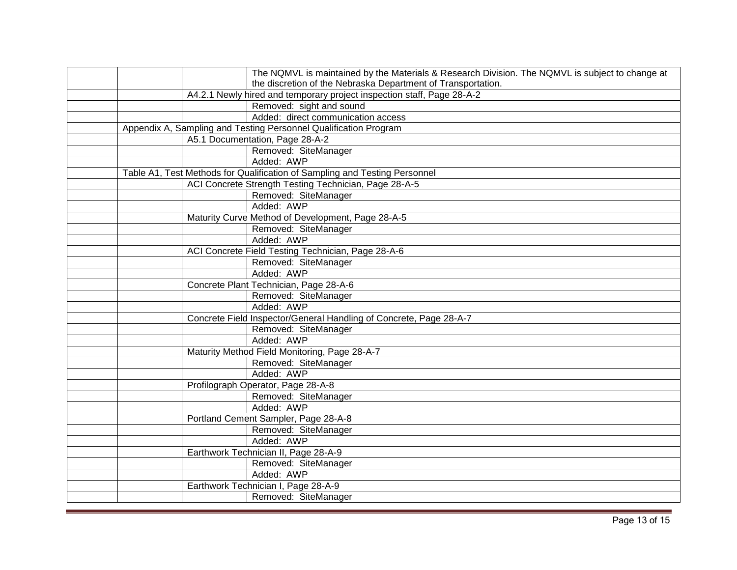| | | | |
|---|---|---|---|
| | | | The NQMVL is maintained by the Materials & Research Division. The NQMVL is subject to change at the discretion of the Nebraska Department of Transportation. |
| | | A4.2.1 Newly hired and temporary project inspection staff, Page 28-A-2 | |
| | | | Removed: sight and sound |
| | | | Added: direct communication access |
| | Appendix A, Sampling and Testing Personnel Qualification Program | | |
| | | A5.1 Documentation, Page 28-A-2 | |
| | | | Removed: SiteManager |
| | | | Added: AWP |
| | Table A1, Test Methods for Qualification of Sampling and Testing Personnel | | |
| | | ACI Concrete Strength Testing Technician, Page 28-A-5 | |
| | | | Removed: SiteManager |
| | | | Added: AWP |
| | | Maturity Curve Method of Development, Page 28-A-5 | |
| | | | Removed: SiteManager |
| | | | Added: AWP |
| | | ACI Concrete Field Testing Technician, Page 28-A-6 | |
| | | | Removed: SiteManager |
| | | | Added: AWP |
| | | Concrete Plant Technician, Page 28-A-6 | |
| | | | Removed: SiteManager |
| | | | Added: AWP |
| | | Concrete Field Inspector/General Handling of Concrete, Page 28-A-7 | |
| | | | Removed: SiteManager |
| | | | Added: AWP |
| | | Maturity Method Field Monitoring, Page 28-A-7 | |
| | | | Removed: SiteManager |
| | | | Added: AWP |
| | | Profilograph Operator, Page 28-A-8 | |
| | | | Removed: SiteManager |
| | | | Added: AWP |
| | | Portland Cement Sampler, Page 28-A-8 | |
| | | | Removed: SiteManager |
| | | | Added: AWP |
| | | Earthwork Technician II, Page 28-A-9 | |
| | | | Removed: SiteManager |
| | | | Added: AWP |
| | | Earthwork Technician I, Page 28-A-9 | |
| | | | Removed: SiteManager |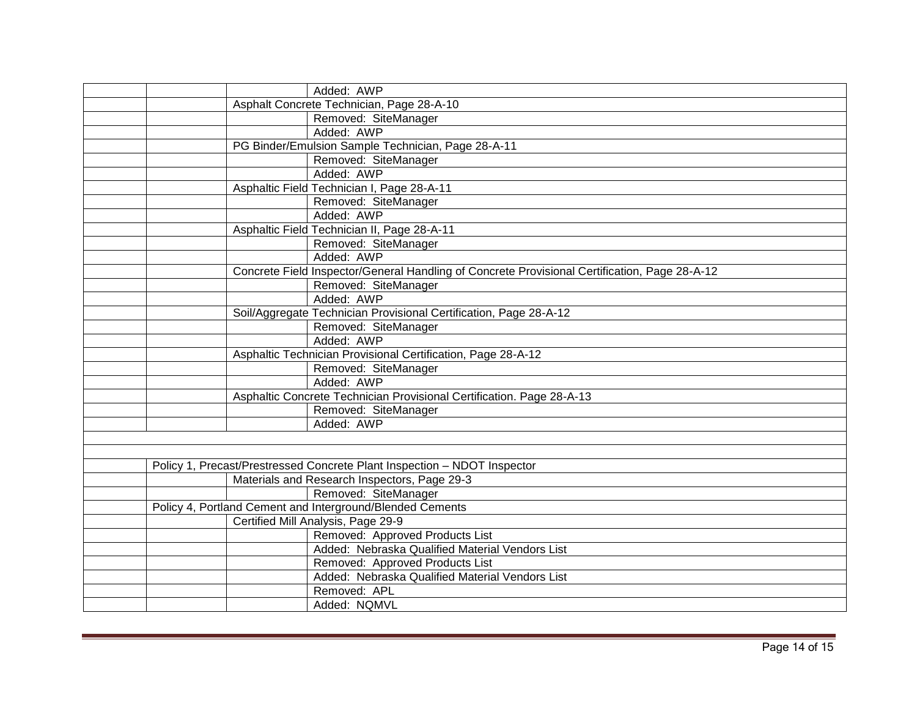| | | | |
|---|---|---|---|
| | | | Added: AWP |
| | | Asphalt Concrete Technician, Page 28-A-10 | |
| | | | Removed: SiteManager |
| | | | Added: AWP |
| | | PG Binder/Emulsion Sample Technician, Page 28-A-11 | |
| | | | Removed: SiteManager |
| | | | Added: AWP |
| | | Asphaltic Field Technician I, Page 28-A-11 | |
| | | | Removed: SiteManager |
| | | | Added: AWP |
| | | Asphaltic Field Technician II, Page 28-A-11 | |
| | | | Removed: SiteManager |
| | | | Added: AWP |
| | | Concrete Field Inspector/General Handling of Concrete Provisional Certification, Page 28-A-12 | |
| | | | Removed: SiteManager |
| | | | Added: AWP |
| | | Soil/Aggregate Technician Provisional Certification, Page 28-A-12 | |
| | | | Removed: SiteManager |
| | | | Added: AWP |
| | | Asphaltic Technician Provisional Certification, Page 28-A-12 | |
| | | | Removed: SiteManager |
| | | | Added: AWP |
| | | Asphaltic Concrete Technician Provisional Certification. Page 28-A-13 | |
| | | | Removed: SiteManager |
| | | | Added: AWP |
| | | | |
| | | | |
| | Policy 1, Precast/Prestressed Concrete Plant Inspection – NDOT Inspector | | |
| | | Materials and Research Inspectors, Page 29-3 | |
| | | | Removed: SiteManager |
| | Policy 4, Portland Cement and Interground/Blended Cements | | |
| | | Certified Mill Analysis, Page 29-9 | |
| | | | Removed: Approved Products List |
| | | | Added: Nebraska Qualified Material Vendors List |
| | | | Removed: Approved Products List |
| | | | Added: Nebraska Qualified Material Vendors List |
| | | | Removed: APL |
| | | | Added: NQMVL |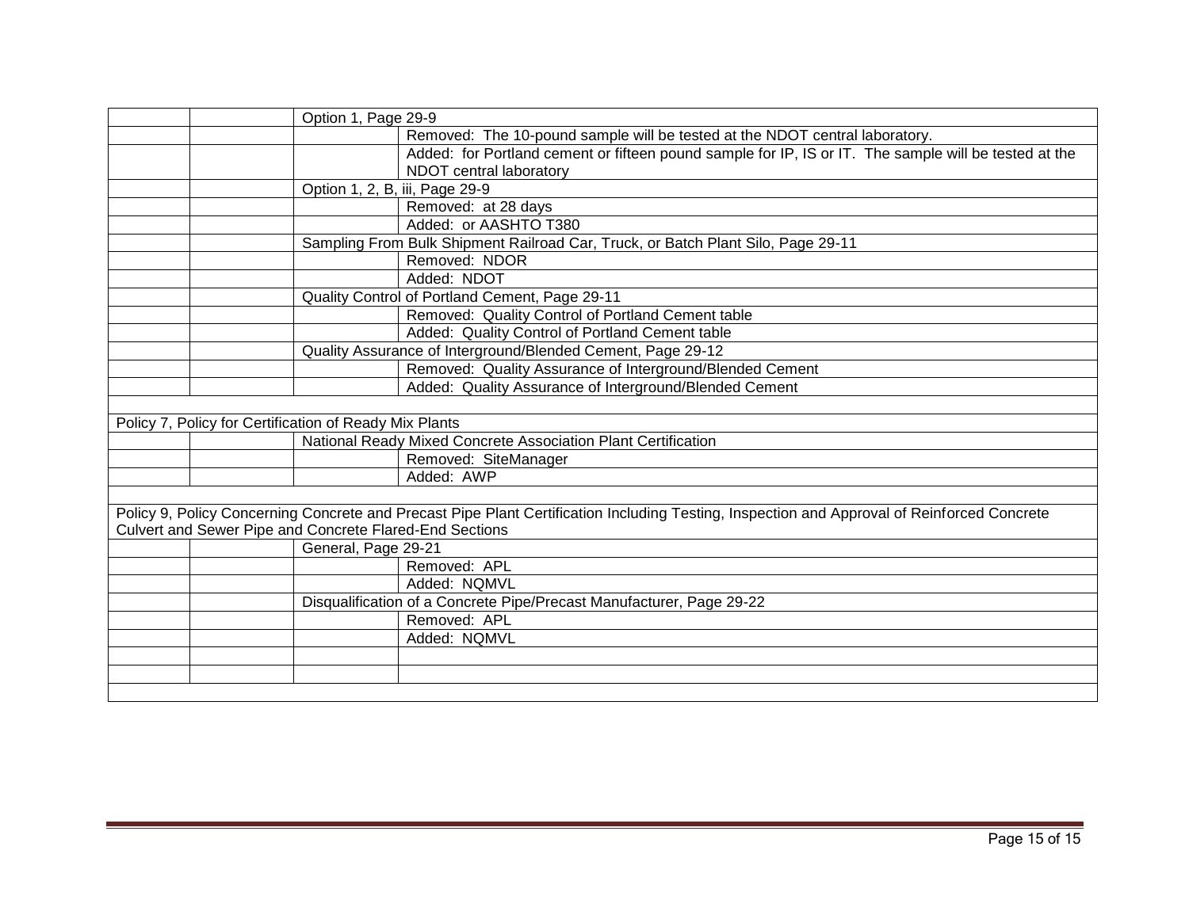| | | | |
|---|---|---|---|
| | | Option 1, Page 29-9 | |
| | | | Removed: The 10-pound sample will be tested at the NDOT central laboratory. |
| | | | Added: for Portland cement or fifteen pound sample for IP, IS or IT. The sample will be tested at the NDOT central laboratory |
| | | Option 1, 2, B, iii, Page 29-9 | |
| | | | Removed: at 28 days |
| | | | Added: or AASHTO T380 |
| | | Sampling From Bulk Shipment Railroad Car, Truck, or Batch Plant Silo, Page 29-11 | |
| | | | Removed: NDOR |
| | | | Added: NDOT |
| | | Quality Control of Portland Cement, Page 29-11 | |
| | | | Removed: Quality Control of Portland Cement table |
| | | | Added: Quality Control of Portland Cement table |
| | | Quality Assurance of Interground/Blended Cement, Page 29-12 | |
| | | | Removed: Quality Assurance of Interground/Blended Cement |
| | | | Added: Quality Assurance of Interground/Blended Cement |
| | | | |
| Policy 7, Policy for Certification of Ready Mix Plants | | | |
| | | National Ready Mixed Concrete Association Plant Certification | |
| | | | Removed: SiteManager |
| | | | Added: AWP |
| | | | |
| Policy 9, Policy Concerning Concrete and Precast Pipe Plant Certification Including Testing, Inspection and Approval of Reinforced Concrete Culvert and Sewer Pipe and Concrete Flared-End Sections | | | |
| | | General, Page 29-21 | |
| | | | Removed: APL |
| | | | Added: NQMVL |
| | | Disqualification of a Concrete Pipe/Precast Manufacturer, Page 29-22 | |
| | | | Removed: APL |
| | | | Added: NQMVL |
| | | | |
| | | | |
| | | | |